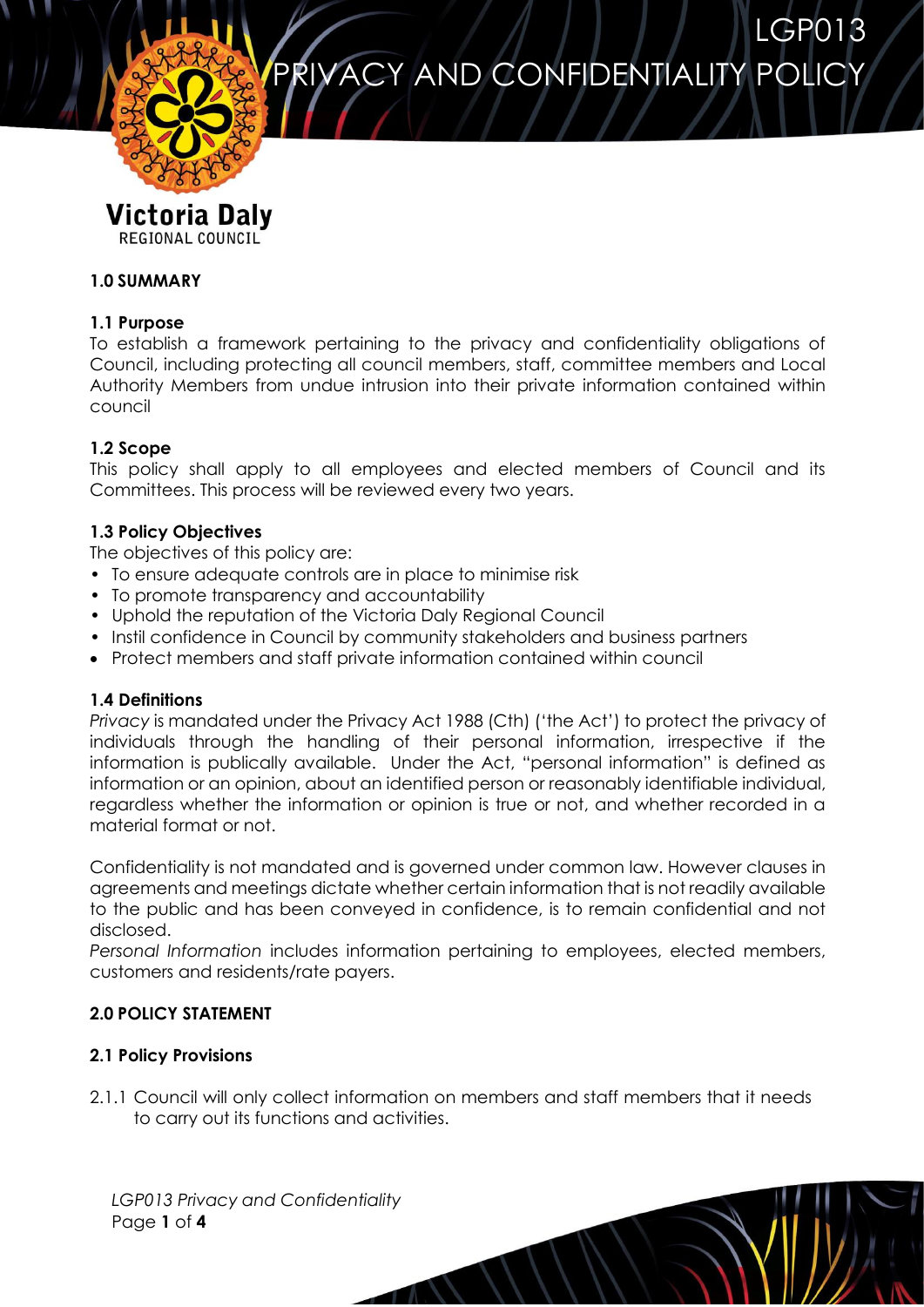# LGP013 PRIVACY AND CONFIDENTIALITY POLICY

Victoria Daly
REGIONAL COUNCIL

## 1.0 SUMMARY

### 1.1 Purpose

To establish a framework pertaining to the privacy and confidentiality obligations of Council, including protecting all council members, staff, committee members and Local Authority Members from undue intrusion into their private information contained within council

### 1.2 Scope

This policy shall apply to all employees and elected members of Council and its Committees. This process will be reviewed every two years.

### 1.3 Policy Objectives

The objectives of this policy are:

- To ensure adequate controls are in place to minimise risk
- To promote transparency and accountability
- Uphold the reputation of the Victoria Daly Regional Council
- Instil confidence in Council by community stakeholders and business partners
- Protect members and staff private information contained within council

### 1.4 Definitions

*Privacy* is mandated under the Privacy Act 1988 (Cth) ('the Act') to protect the privacy of individuals through the handling of their personal information, irrespective if the information is publically available. Under the Act, "personal information" is defined as information or an opinion, about an identified person or reasonably identifiable individual, regardless whether the information or opinion is true or not, and whether recorded in a material format or not.

Confidentiality is not mandated and is governed under common law. However clauses in agreements and meetings dictate whether certain information that is not readily available to the public and has been conveyed in confidence, is to remain confidential and not disclosed.
*Personal Information* includes information pertaining to employees, elected members, customers and residents/rate payers.

## 2.0 POLICY STATEMENT

### 2.1 Policy Provisions

2.1.1 Council will only collect information on members and staff members that it needs to carry out its functions and activities.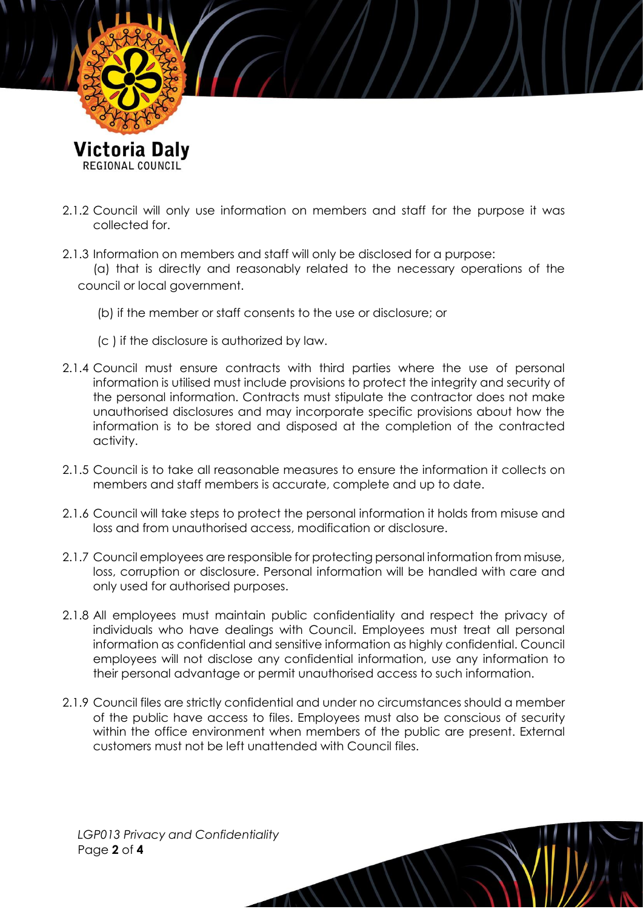2.1.2 Council will only use information on members and staff for the purpose it was collected for.

2.1.3 Information on members and staff will only be disclosed for a purpose:

(a) that is directly and reasonably related to the necessary operations of the council or local government.

(b) if the member or staff consents to the use or disclosure; or

(c ) if the disclosure is authorized by law.

2.1.4 Council must ensure contracts with third parties where the use of personal information is utilised must include provisions to protect the integrity and security of the personal information. Contracts must stipulate the contractor does not make unauthorised disclosures and may incorporate specific provisions about how the information is to be stored and disposed at the completion of the contracted activity.

2.1.5 Council is to take all reasonable measures to ensure the information it collects on members and staff members is accurate, complete and up to date.

2.1.6 Council will take steps to protect the personal information it holds from misuse and loss and from unauthorised access, modification or disclosure.

2.1.7 Council employees are responsible for protecting personal information from misuse, loss, corruption or disclosure. Personal information will be handled with care and only used for authorised purposes.

2.1.8 All employees must maintain public confidentiality and respect the privacy of individuals who have dealings with Council. Employees must treat all personal information as confidential and sensitive information as highly confidential. Council employees will not disclose any confidential information, use any information to their personal advantage or permit unauthorised access to such information.

2.1.9 Council files are strictly confidential and under no circumstances should a member of the public have access to files. Employees must also be conscious of security within the office environment when members of the public are present. External customers must not be left unattended with Council files.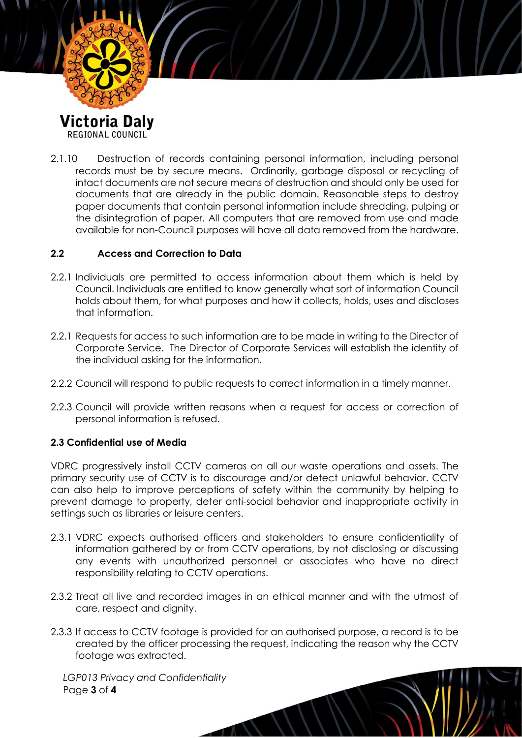2.1.10 Destruction of records containing personal information, including personal records must be by secure means. Ordinarily, garbage disposal or recycling of intact documents are not secure means of destruction and should only be used for documents that are already in the public domain. Reasonable steps to destroy paper documents that contain personal information include shredding, pulping or the disintegration of paper. All computers that are removed from use and made available for non-Council purposes will have all data removed from the hardware.

## 2.2 Access and Correction to Data

2.2.1 Individuals are permitted to access information about them which is held by Council. Individuals are entitled to know generally what sort of information Council holds about them, for what purposes and how it collects, holds, uses and discloses that information.

2.2.1 Requests for access to such information are to be made in writing to the Director of Corporate Service. The Director of Corporate Services will establish the identity of the individual asking for the information.

2.2.2 Council will respond to public requests to correct information in a timely manner.

2.2.3 Council will provide written reasons when a request for access or correction of personal information is refused.

## 2.3 Confidential use of Media

VDRC progressively install CCTV cameras on all our waste operations and assets. The primary security use of CCTV is to discourage and/or detect unlawful behavior. CCTV can also help to improve perceptions of safety within the community by helping to prevent damage to property, deter anti-social behavior and inappropriate activity in settings such as libraries or leisure centers.

2.3.1 VDRC expects authorised officers and stakeholders to ensure confidentiality of information gathered by or from CCTV operations, by not disclosing or discussing any events with unauthorized personnel or associates who have no direct responsibility relating to CCTV operations.

2.3.2 Treat all live and recorded images in an ethical manner and with the utmost of care, respect and dignity.

2.3.3 If access to CCTV footage is provided for an authorised purpose, a record is to be created by the officer processing the request, indicating the reason why the CCTV footage was extracted.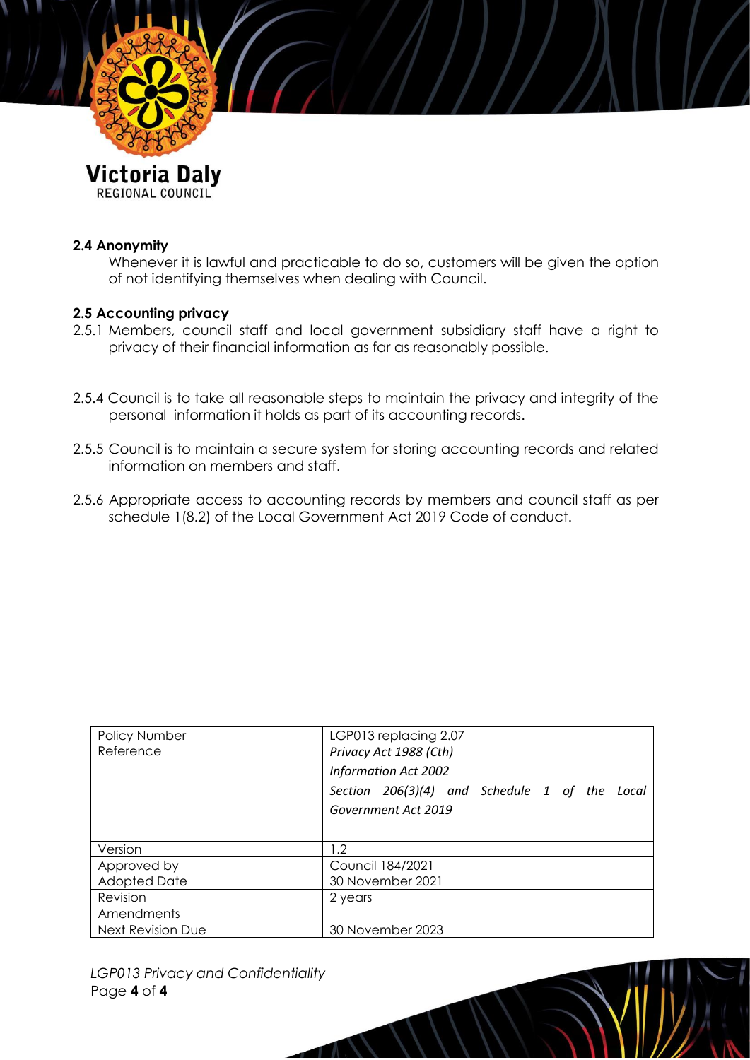### 2.4 Anonymity

Whenever it is lawful and practicable to do so, customers will be given the option of not identifying themselves when dealing with Council.

### 2.5 Accounting privacy

2.5.1 Members, council staff and local government subsidiary staff have a right to privacy of their financial information as far as reasonably possible.

2.5.4 Council is to take all reasonable steps to maintain the privacy and integrity of the personal information it holds as part of its accounting records.

2.5.5 Council is to maintain a secure system for storing accounting records and related information on members and staff.

2.5.6 Appropriate access to accounting records by members and council staff as per schedule 1(8.2) of the Local Government Act 2019 Code of conduct.

| | |
|---|---|
| Policy Number | LGP013 replacing 2.07 |
| Reference | *Privacy Act 1988 (Cth)*<br>*Information Act 2002*<br>*Section 206(3)(4) and Schedule 1 of the Local Government Act 2019* |
| Version | 1.2 |
| Approved by | Council 184/2021 |
| Adopted Date | 30 November 2021 |
| Revision | 2 years |
| Amendments | |
| Next Revision Due | 30 November 2023 |